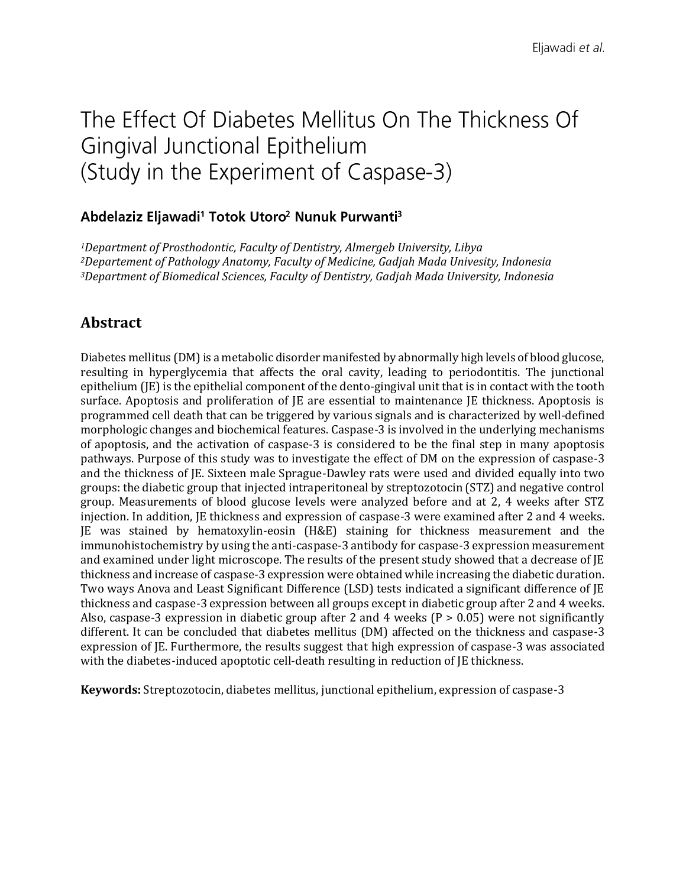# The Effect Of Diabetes Mellitus On The Thickness Of Gingival Junctional Epithelium (Study in the Experiment of Caspase-3)

**Abdelaziz Eljawadi[1] Totok Utoro[2] Nunuk Purwanti[3]**

*[1]Department of Prosthodontic, Faculty of Dentistry, Almergeb University, Libya*
*[2]Departement of Pathology Anatomy, Faculty of Medicine, Gadjah Mada Univesity, Indonesia*
*[3]Department of Biomedical Sciences, Faculty of Dentistry, Gadjah Mada University, Indonesia*

## Abstract

Diabetes mellitus (DM) is a metabolic disorder manifested by abnormally high levels of blood glucose, resulting in hyperglycemia that affects the oral cavity, leading to periodontitis. The junctional epithelium (JE) is the epithelial component of the dento-gingival unit that is in contact with the tooth surface. Apoptosis and proliferation of JE are essential to maintenance JE thickness. Apoptosis is programmed cell death that can be triggered by various signals and is characterized by well-defined morphologic changes and biochemical features. Caspase-3 is involved in the underlying mechanisms of apoptosis, and the activation of caspase-3 is considered to be the final step in many apoptosis pathways. Purpose of this study was to investigate the effect of DM on the expression of caspase-3 and the thickness of JE. Sixteen male Sprague-Dawley rats were used and divided equally into two groups: the diabetic group that injected intraperitoneal by streptozotocin (STZ) and negative control group. Measurements of blood glucose levels were analyzed before and at 2, 4 weeks after STZ injection. In addition, JE thickness and expression of caspase-3 were examined after 2 and 4 weeks. JE was stained by hematoxylin-eosin (H&E) staining for thickness measurement and the immunohistochemistry by using the anti-caspase-3 antibody for caspase-3 expression measurement and examined under light microscope. The results of the present study showed that a decrease of JE thickness and increase of caspase-3 expression were obtained while increasing the diabetic duration. Two ways Anova and Least Significant Difference (LSD) tests indicated a significant difference of JE thickness and caspase-3 expression between all groups except in diabetic group after 2 and 4 weeks. Also, caspase-3 expression in diabetic group after 2 and 4 weeks ($P > 0.05$) were not significantly different. It can be concluded that diabetes mellitus (DM) affected on the thickness and caspase-3 expression of JE. Furthermore, the results suggest that high expression of caspase-3 was associated with the diabetes-induced apoptotic cell-death resulting in reduction of JE thickness.

**Keywords:** Streptozotocin, diabetes mellitus, junctional epithelium, expression of caspase-3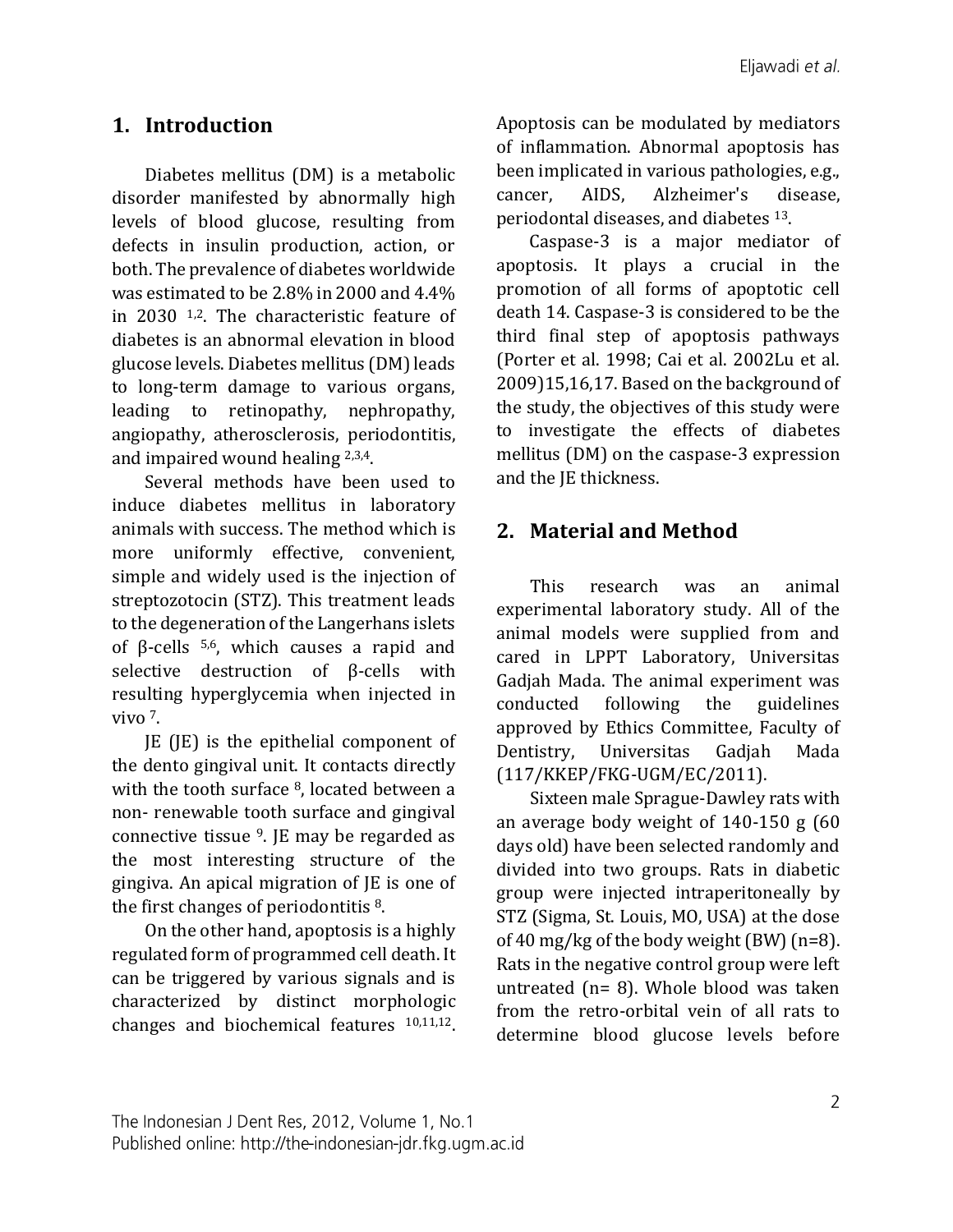## 1. Introduction

Diabetes mellitus (DM) is a metabolic disorder manifested by abnormally high levels of blood glucose, resulting from defects in insulin production, action, or both. The prevalence of diabetes worldwide was estimated to be 2.8% in 2000 and 4.4% in 2030 [1,2]. The characteristic feature of diabetes is an abnormal elevation in blood glucose levels. Diabetes mellitus (DM) leads to long-term damage to various organs, leading to retinopathy, nephropathy, angiopathy, atherosclerosis, periodontitis, and impaired wound healing [2,3,4].

Several methods have been used to induce diabetes mellitus in laboratory animals with success. The method which is more uniformly effective, convenient, simple and widely used is the injection of streptozotocin (STZ). This treatment leads to the degeneration of the Langerhans islets of β-cells [5,6], which causes a rapid and selective destruction of β-cells with resulting hyperglycemia when injected in vivo [7].

JE (JE) is the epithelial component of the dento gingival unit. It contacts directly with the tooth surface [8], located between a non- renewable tooth surface and gingival connective tissue [9]. JE may be regarded as the most interesting structure of the gingiva. An apical migration of JE is one of the first changes of periodontitis [8].

On the other hand, apoptosis is a highly regulated form of programmed cell death. It can be triggered by various signals and is characterized by distinct morphologic changes and biochemical features [10,11,12]. Apoptosis can be modulated by mediators of inflammation. Abnormal apoptosis has been implicated in various pathologies, e.g., cancer, AIDS, Alzheimer's disease, periodontal diseases, and diabetes [13].

Caspase-3 is a major mediator of apoptosis. It plays a crucial in the promotion of all forms of apoptotic cell death 14. Caspase-3 is considered to be the third final step of apoptosis pathways (Porter et al. 1998; Cai et al. 2002Lu et al. 2009)15,16,17. Based on the background of the study, the objectives of this study were to investigate the effects of diabetes mellitus (DM) on the caspase-3 expression and the JE thickness.

## 2. Material and Method

This research was an animal experimental laboratory study. All of the animal models were supplied from and cared in LPPT Laboratory, Universitas Gadjah Mada. The animal experiment was conducted following the guidelines approved by Ethics Committee, Faculty of Dentistry, Universitas Gadjah Mada (117/KKEP/FKG-UGM/EC/2011).

Sixteen male Sprague-Dawley rats with an average body weight of 140-150 g (60 days old) have been selected randomly and divided into two groups. Rats in diabetic group were injected intraperitoneally by STZ (Sigma, St. Louis, MO, USA) at the dose of 40 mg/kg of the body weight (BW) (n=8). Rats in the negative control group were left untreated (n= 8). Whole blood was taken from the retro-orbital vein of all rats to determine blood glucose levels before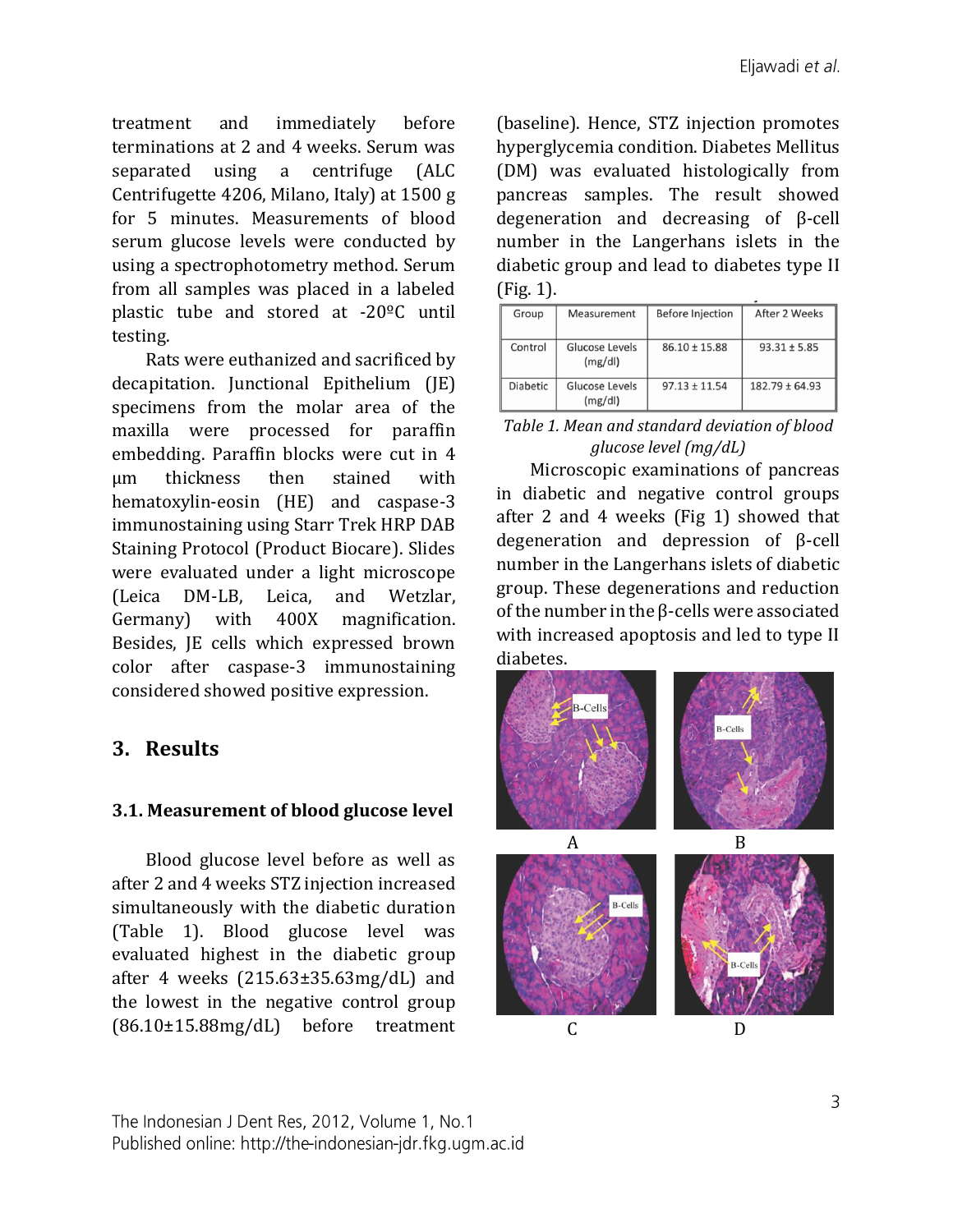treatment and immediately before terminations at 2 and 4 weeks. Serum was separated using a centrifuge (ALC Centrifugette 4206, Milano, Italy) at 1500 g for 5 minutes. Measurements of blood serum glucose levels were conducted by using a spectrophotometry method. Serum from all samples was placed in a labeled plastic tube and stored at -20ºC until testing.

Rats were euthanized and sacrificed by decapitation. Junctional Epithelium (JE) specimens from the molar area of the maxilla were processed for paraffin embedding. Paraffin blocks were cut in 4 μm thickness then stained with hematoxylin-eosin (HE) and caspase-3 immunostaining using Starr Trek HRP DAB Staining Protocol (Product Biocare). Slides were evaluated under a light microscope (Leica DM-LB, Leica, and Wetzlar, Germany) with 400X magnification. Besides, JE cells which expressed brown color after caspase-3 immunostaining considered showed positive expression.

## 3. Results

### 3.1. Measurement of blood glucose level

Blood glucose level before as well as after 2 and 4 weeks STZ injection increased simultaneously with the diabetic duration (Table 1). Blood glucose level was evaluated highest in the diabetic group after 4 weeks (215.63±35.63mg/dL) and the lowest in the negative control group (86.10±15.88mg/dL) before treatment (baseline). Hence, STZ injection promotes hyperglycemia condition. Diabetes Mellitus (DM) was evaluated histologically from pancreas samples. The result showed degeneration and decreasing of β-cell number in the Langerhans islets in the diabetic group and lead to diabetes type II (Fig. 1).

| Group | Measurement | Before Injection | After 2 Weeks |
|---|---|---|---|
| Control | Glucose Levels (mg/dl) | 86.10 ± 15.88 | 93.31 ± 5.85 |
| Diabetic | Glucose Levels (mg/dl) | 97.13 ± 11.54 | 182.79 ± 64.93 |

*Table 1. Mean and standard deviation of blood glucose level (mg/dL)*

Microscopic examinations of pancreas in diabetic and negative control groups after 2 and 4 weeks (Fig 1) showed that degeneration and depression of β-cell number in the Langerhans islets of diabetic group. These degenerations and reduction of the number in the β-cells were associated with increased apoptosis and led to type II diabetes.

A B C D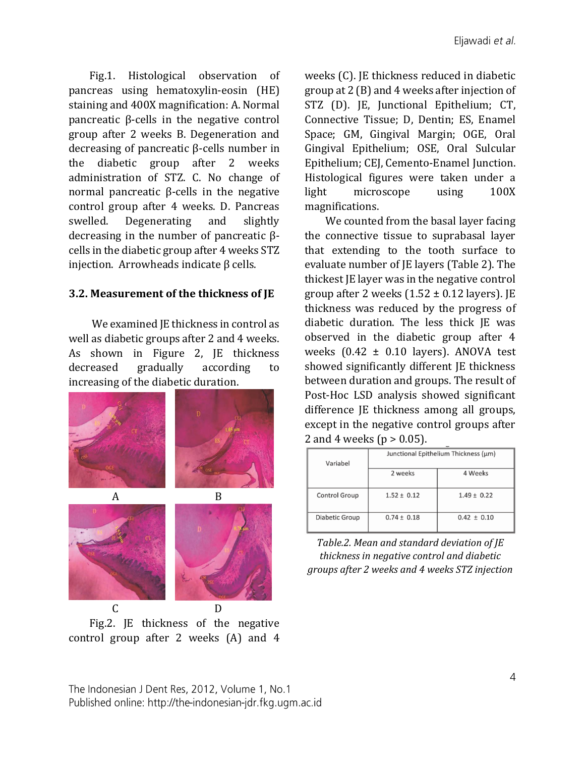Fig.1. Histological observation of pancreas using hematoxylin-eosin (HE) staining and 400X magnification: A. Normal pancreatic β-cells in the negative control group after 2 weeks B. Degeneration and decreasing of pancreatic β-cells number in the diabetic group after 2 weeks administration of STZ. C. No change of normal pancreatic β-cells in the negative control group after 4 weeks. D. Pancreas swelled. Degenerating and slightly decreasing in the number of pancreatic β-cells in the diabetic group after 4 weeks STZ injection. Arrowheads indicate β cells.

### 3.2. Measurement of the thickness of JE

We examined JE thickness in control as well as diabetic groups after 2 and 4 weeks. As shown in Figure 2, JE thickness decreased gradually according to increasing of the diabetic duration.

Fig.2. JE thickness of the negative control group after 2 weeks (A) and 4 weeks (C). JE thickness reduced in diabetic group at 2 (B) and 4 weeks after injection of STZ (D). JE, Junctional Epithelium; CT, Connective Tissue; D, Dentin; ES, Enamel Space; GM, Gingival Margin; OGE, Oral Gingival Epithelium; OSE, Oral Sulcular Epithelium; CEJ, Cemento-Enamel Junction. Histological figures were taken under a light microscope using 100X magnifications.

We counted from the basal layer facing the connective tissue to suprabasal layer that extending to the tooth surface to evaluate number of JE layers (Table 2). The thickest JE layer was in the negative control group after 2 weeks (1.52 ± 0.12 layers). JE thickness was reduced by the progress of diabetic duration. The less thick JE was observed in the diabetic group after 4 weeks (0.42 ± 0.10 layers). ANOVA test showed significantly different JE thickness between duration and groups. The result of Post-Hoc LSD analysis showed significant difference JE thickness among all groups, except in the negative control groups after 2 and 4 weeks ($p > 0.05$).

| Variabel | Junctional Epithelium Thickness (μm) | |
|---|---|---|
| | 2 weeks | 4 Weeks |
| Control Group | 1.52 ± 0.12 | 1.49 ± 0.22 |
| Diabetic Group | 0.74 ± 0.18 | 0.42 ± 0.10 |

*Table.2. Mean and standard deviation of JE thickness in negative control and diabetic groups after 2 weeks and 4 weeks STZ injection*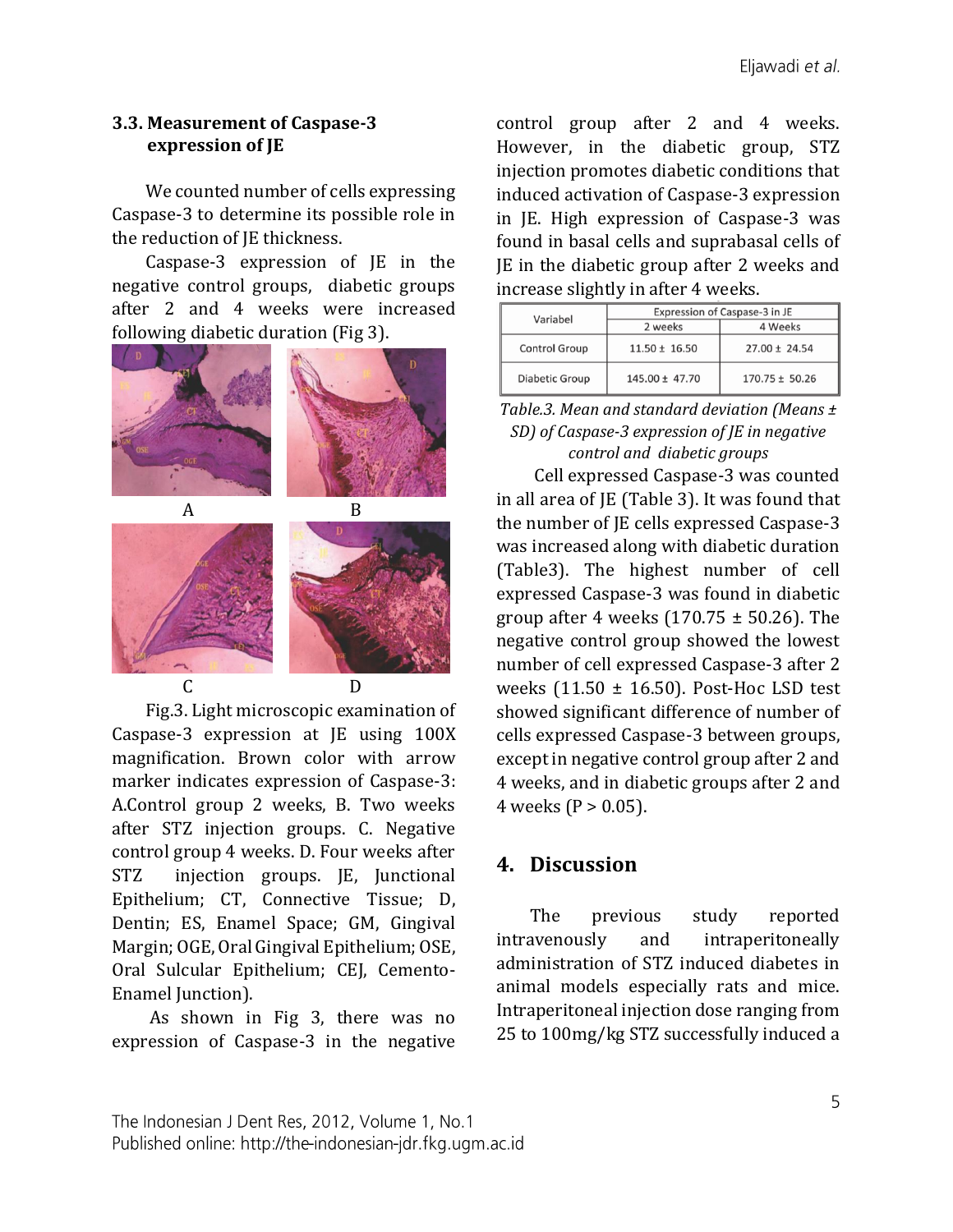### 3.3. Measurement of Caspase-3 expression of JE

We counted number of cells expressing Caspase-3 to determine its possible role in the reduction of JE thickness.

Caspase-3 expression of JE in the negative control groups, diabetic groups after 2 and 4 weeks were increased following diabetic duration (Fig 3).

Fig.3. Light microscopic examination of Caspase-3 expression at JE using 100X magnification. Brown color with arrow marker indicates expression of Caspase-3: A.Control group 2 weeks, B. Two weeks after STZ injection groups. C. Negative control group 4 weeks. D. Four weeks after STZ injection groups. JE, Junctional Epithelium; CT, Connective Tissue; D, Dentin; ES, Enamel Space; GM, Gingival Margin; OGE, Oral Gingival Epithelium; OSE, Oral Sulcular Epithelium; CEJ, Cemento-Enamel Junction).

As shown in Fig 3, there was no expression of Caspase-3 in the negative control group after 2 and 4 weeks. However, in the diabetic group, STZ injection promotes diabetic conditions that induced activation of Caspase-3 expression in JE. High expression of Caspase-3 was found in basal cells and suprabasal cells of JE in the diabetic group after 2 weeks and increase slightly in after 4 weeks.

| Variabel | Expression of Caspase-3 in JE | |
|---|---|---|
| | 2 weeks | 4 Weeks |
| Control Group | 11.50 ± 16.50 | 27.00 ± 24.54 |
| Diabetic Group | 145.00 ± 47.70 | 170.75 ± 50.26 |

*Table.3. Mean and standard deviation (Means ± SD) of Caspase-3 expression of JE in negative control and diabetic groups*

Cell expressed Caspase-3 was counted in all area of JE (Table 3). It was found that the number of JE cells expressed Caspase-3 was increased along with diabetic duration (Table3). The highest number of cell expressed Caspase-3 was found in diabetic group after 4 weeks (170.75 ± 50.26). The negative control group showed the lowest number of cell expressed Caspase-3 after 2 weeks (11.50 ± 16.50). Post-Hoc LSD test showed significant difference of number of cells expressed Caspase-3 between groups, except in negative control group after 2 and 4 weeks, and in diabetic groups after 2 and 4 weeks ($P > 0.05$).

## 4. Discussion

The previous study reported intravenously and intraperitoneally administration of STZ induced diabetes in animal models especially rats and mice. Intraperitoneal injection dose ranging from 25 to 100mg/kg STZ successfully induced a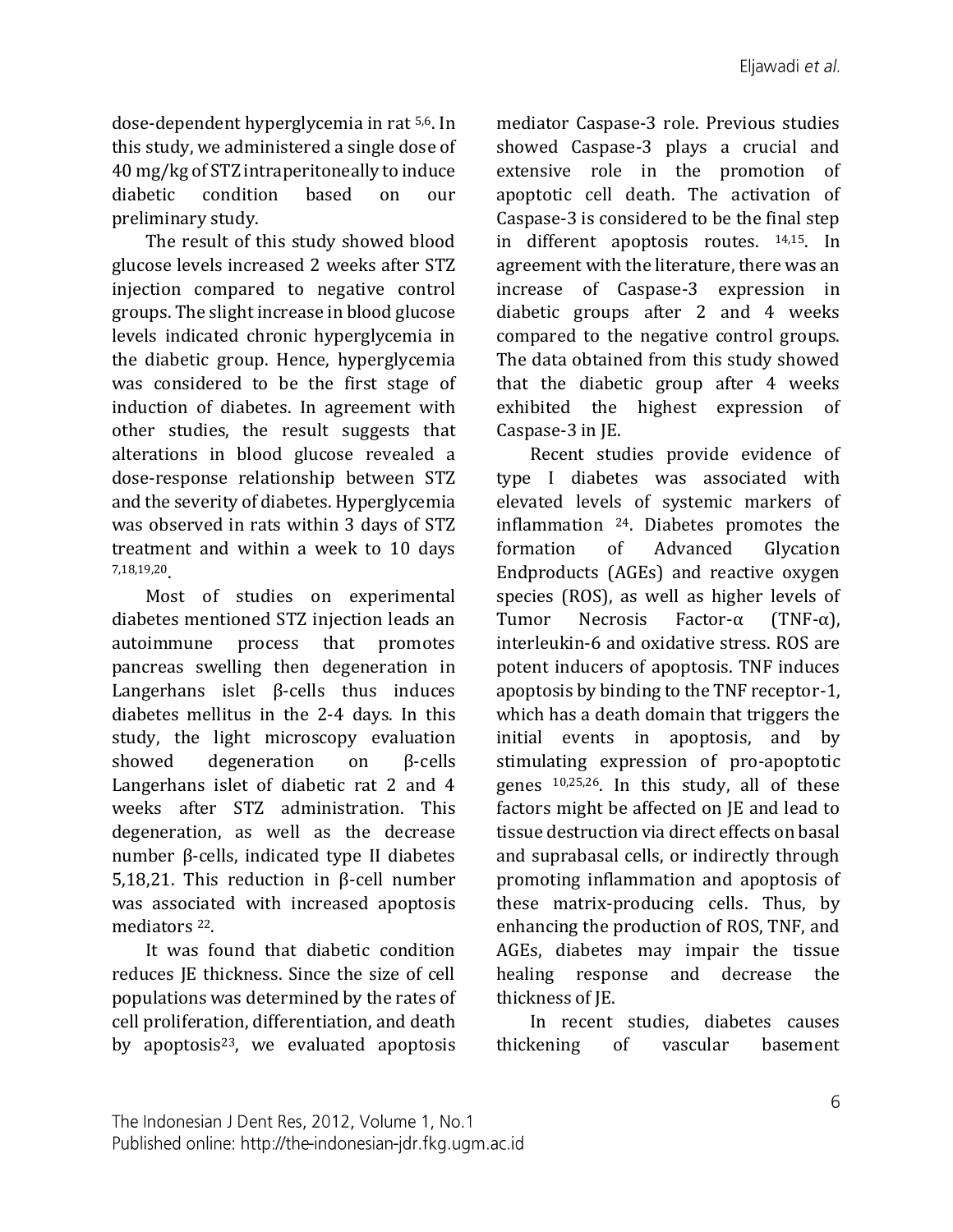dose-dependent hyperglycemia in rat [5,6]. In this study, we administered a single dose of 40 mg/kg of STZ intraperitoneally to induce diabetic condition based on our preliminary study.

The result of this study showed blood glucose levels increased 2 weeks after STZ injection compared to negative control groups. The slight increase in blood glucose levels indicated chronic hyperglycemia in the diabetic group. Hence, hyperglycemia was considered to be the first stage of induction of diabetes. In agreement with other studies, the result suggests that alterations in blood glucose revealed a dose-response relationship between STZ and the severity of diabetes. Hyperglycemia was observed in rats within 3 days of STZ treatment and within a week to 10 days [7,18,19,20].

Most of studies on experimental diabetes mentioned STZ injection leads an autoimmune process that promotes pancreas swelling then degeneration in Langerhans islet β-cells thus induces diabetes mellitus in the 2-4 days. In this study, the light microscopy evaluation showed degeneration on β-cells Langerhans islet of diabetic rat 2 and 4 weeks after STZ administration. This degeneration, as well as the decrease number β-cells, indicated type II diabetes 5,18,21. This reduction in β-cell number was associated with increased apoptosis mediators [22].

It was found that diabetic condition reduces JE thickness. Since the size of cell populations was determined by the rates of cell proliferation, differentiation, and death by apoptosis[23], we evaluated apoptosis mediator Caspase-3 role. Previous studies showed Caspase-3 plays a crucial and extensive role in the promotion of apoptotic cell death. The activation of Caspase-3 is considered to be the final step in different apoptosis routes. [14,15]. In agreement with the literature, there was an increase of Caspase-3 expression in diabetic groups after 2 and 4 weeks compared to the negative control groups. The data obtained from this study showed that the diabetic group after 4 weeks exhibited the highest expression of Caspase-3 in JE.

Recent studies provide evidence of type I diabetes was associated with elevated levels of systemic markers of inflammation [24]. Diabetes promotes the formation of Advanced Glycation Endproducts (AGEs) and reactive oxygen species (ROS), as well as higher levels of Tumor Necrosis Factor-α (TNF-α), interleukin-6 and oxidative stress. ROS are potent inducers of apoptosis. TNF induces apoptosis by binding to the TNF receptor-1, which has a death domain that triggers the initial events in apoptosis, and by stimulating expression of pro-apoptotic genes [10,25,26]. In this study, all of these factors might be affected on JE and lead to tissue destruction via direct effects on basal and suprabasal cells, or indirectly through promoting inflammation and apoptosis of these matrix-producing cells. Thus, by enhancing the production of ROS, TNF, and AGEs, diabetes may impair the tissue healing response and decrease the thickness of JE.

In recent studies, diabetes causes thickening of vascular basement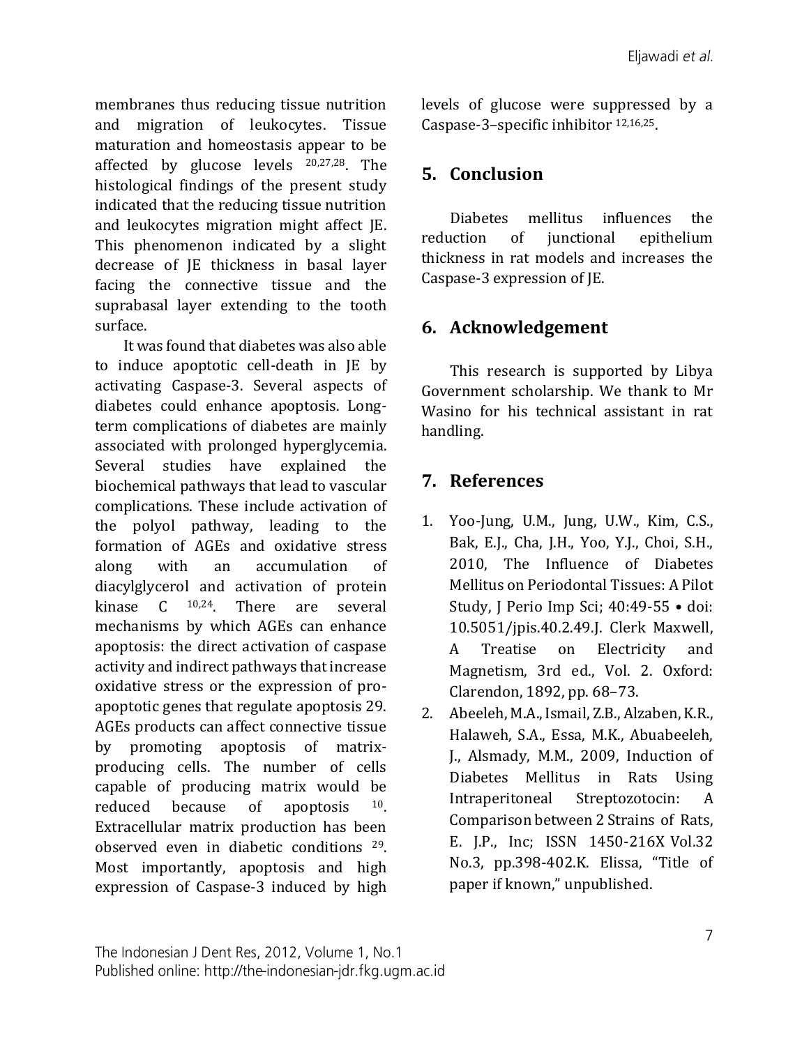membranes thus reducing tissue nutrition and migration of leukocytes. Tissue maturation and homeostasis appear to be affected by glucose levels [20,27,28]. The histological findings of the present study indicated that the reducing tissue nutrition and leukocytes migration might affect JE. This phenomenon indicated by a slight decrease of JE thickness in basal layer facing the connective tissue and the suprabasal layer extending to the tooth surface.

It was found that diabetes was also able to induce apoptotic cell-death in JE by activating Caspase-3. Several aspects of diabetes could enhance apoptosis. Long-term complications of diabetes are mainly associated with prolonged hyperglycemia. Several studies have explained the biochemical pathways that lead to vascular complications. These include activation of the polyol pathway, leading to the formation of AGEs and oxidative stress along with an accumulation of diacylglycerol and activation of protein kinase C [10,24]. There are several mechanisms by which AGEs can enhance apoptosis: the direct activation of caspase activity and indirect pathways that increase oxidative stress or the expression of pro-apoptotic genes that regulate apoptosis 29. AGEs products can affect connective tissue by promoting apoptosis of matrix-producing cells. The number of cells capable of producing matrix would be reduced because of apoptosis [10]. Extracellular matrix production has been observed even in diabetic conditions [29]. Most importantly, apoptosis and high expression of Caspase-3 induced by high levels of glucose were suppressed by a Caspase-3–specific inhibitor [12,16,25].

## 5. Conclusion

Diabetes mellitus influences the reduction of junctional epithelium thickness in rat models and increases the Caspase-3 expression of JE.

## 6. Acknowledgement

This research is supported by Libya Government scholarship. We thank to Mr Wasino for his technical assistant in rat handling.

## 7. References

1. Yoo-Jung, U.M., Jung, U.W., Kim, C.S., Bak, E.J., Cha, J.H., Yoo, Y.J., Choi, S.H., 2010, The Influence of Diabetes Mellitus on Periodontal Tissues: A Pilot Study, J Perio Imp Sci; 40:49-55 • doi: 10.5051/jpis.40.2.49.J. Clerk Maxwell, A Treatise on Electricity and Magnetism, 3rd ed., Vol. 2. Oxford: Clarendon, 1892, pp. 68–73.
2. Abeeleh, M.A., Ismail, Z.B., Alzaben, K.R., Halaweh, S.A., Essa, M.K., Abuabeeleh, J., Alsmady, M.M., 2009, Induction of Diabetes Mellitus in Rats Using Intraperitoneal Streptozotocin: A Comparison between 2 Strains of Rats, E. J.P., Inc; ISSN 1450-216X Vol.32 No.3, pp.398-402.K. Elissa, "Title of paper if known," unpublished.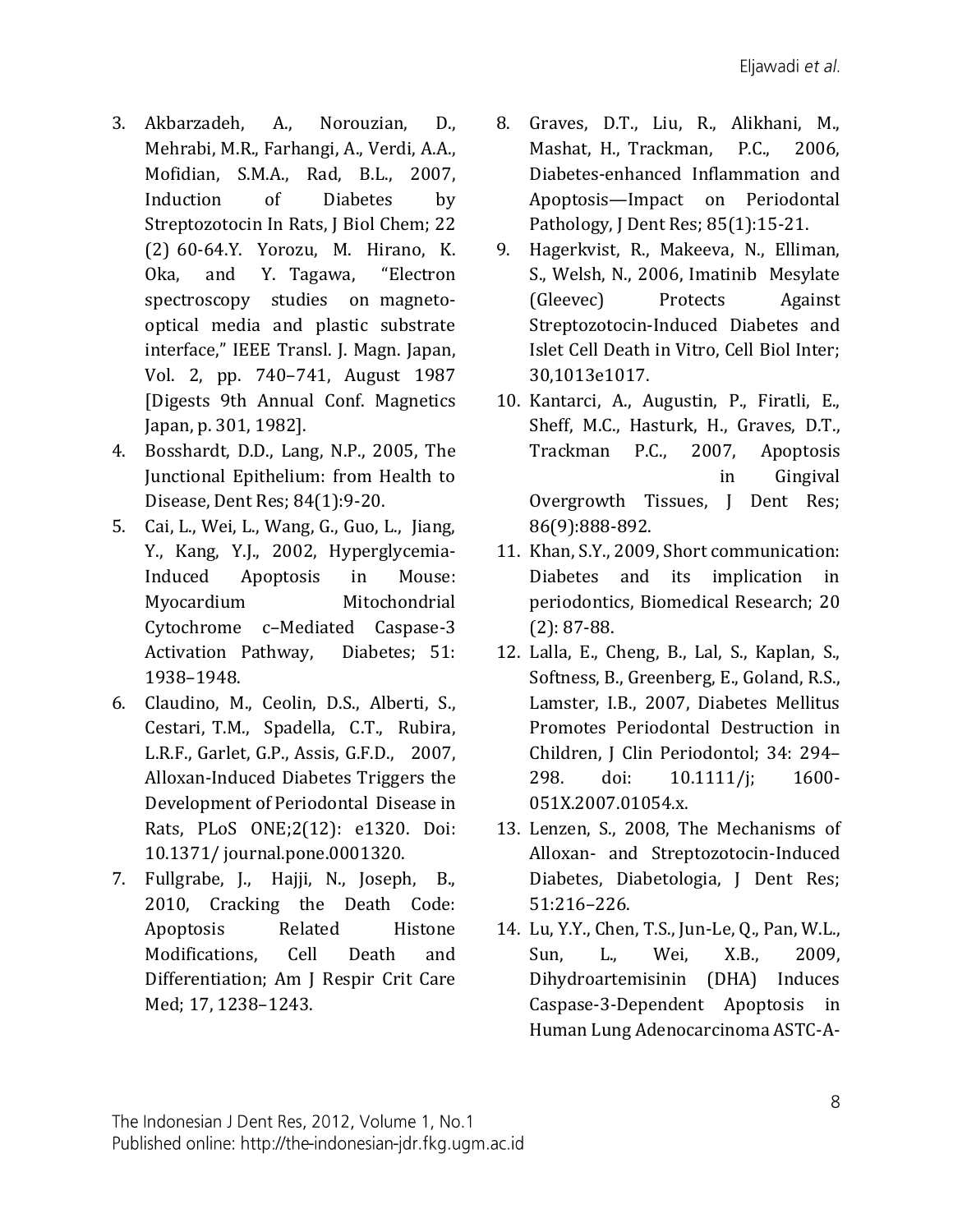3. Akbarzadeh, A., Norouzian, D., Mehrabi, M.R., Farhangi, A., Verdi, A.A., Mofidian, S.M.A., Rad, B.L., 2007, Induction of Diabetes by Streptozotocin In Rats, J Biol Chem; 22 (2) 60-64.Y. Yorozu, M. Hirano, K. Oka, and Y. Tagawa, "Electron spectroscopy studies on magneto-optical media and plastic substrate interface," IEEE Transl. J. Magn. Japan, Vol. 2, pp. 740–741, August 1987 [Digests 9th Annual Conf. Magnetics Japan, p. 301, 1982].
4. Bosshardt, D.D., Lang, N.P., 2005, The Junctional Epithelium: from Health to Disease, Dent Res; 84(1):9-20.
5. Cai, L., Wei, L., Wang, G., Guo, L., Jiang, Y., Kang, Y.J., 2002, Hyperglycemia-Induced Apoptosis in Mouse: Myocardium Mitochondrial Cytochrome c–Mediated Caspase-3 Activation Pathway, Diabetes; 51: 1938–1948.
6. Claudino, M., Ceolin, D.S., Alberti, S., Cestari, T.M., Spadella, C.T., Rubira, L.R.F., Garlet, G.P., Assis, G.F.D., 2007, Alloxan-Induced Diabetes Triggers the Development of Periodontal Disease in Rats, PLoS ONE;2(12): e1320. Doi: 10.1371/ journal.pone.0001320.
7. Fullgrabe, J., Hajji, N., Joseph, B., 2010, Cracking the Death Code: Apoptosis Related Histone Modifications, Cell Death and Differentiation; Am J Respir Crit Care Med; 17, 1238–1243.
8. Graves, D.T., Liu, R., Alikhani, M., Mashat, H., Trackman, P.C., 2006, Diabetes-enhanced Inflammation and Apoptosis—Impact on Periodontal Pathology, J Dent Res; 85(1):15-21.
9. Hagerkvist, R., Makeeva, N., Elliman, S., Welsh, N., 2006, Imatinib Mesylate (Gleevec) Protects Against Streptozotocin-Induced Diabetes and Islet Cell Death in Vitro, Cell Biol Inter; 30,1013e1017.
10. Kantarci, A., Augustin, P., Firatli, E., Sheff, M.C., Hasturk, H., Graves, D.T., Trackman P.C., 2007, Apoptosis in Gingival Overgrowth Tissues, J Dent Res; 86(9):888-892.
11. Khan, S.Y., 2009, Short communication: Diabetes and its implication in periodontics, Biomedical Research; 20 (2): 87-88.
12. Lalla, E., Cheng, B., Lal, S., Kaplan, S., Softness, B., Greenberg, E., Goland, R.S., Lamster, I.B., 2007, Diabetes Mellitus Promotes Periodontal Destruction in Children, J Clin Periodontol; 34: 294–298. doi: 10.1111/j; 1600-051X.2007.01054.x.
13. Lenzen, S., 2008, The Mechanisms of Alloxan- and Streptozotocin-Induced Diabetes, Diabetologia, J Dent Res; 51:216–226.
14. Lu, Y.Y., Chen, T.S., Jun-Le, Q., Pan, W.L., Sun, L., Wei, X.B., 2009, Dihydroartemisinin (DHA) Induces Caspase-3-Dependent Apoptosis in Human Lung Adenocarcinoma ASTC-A-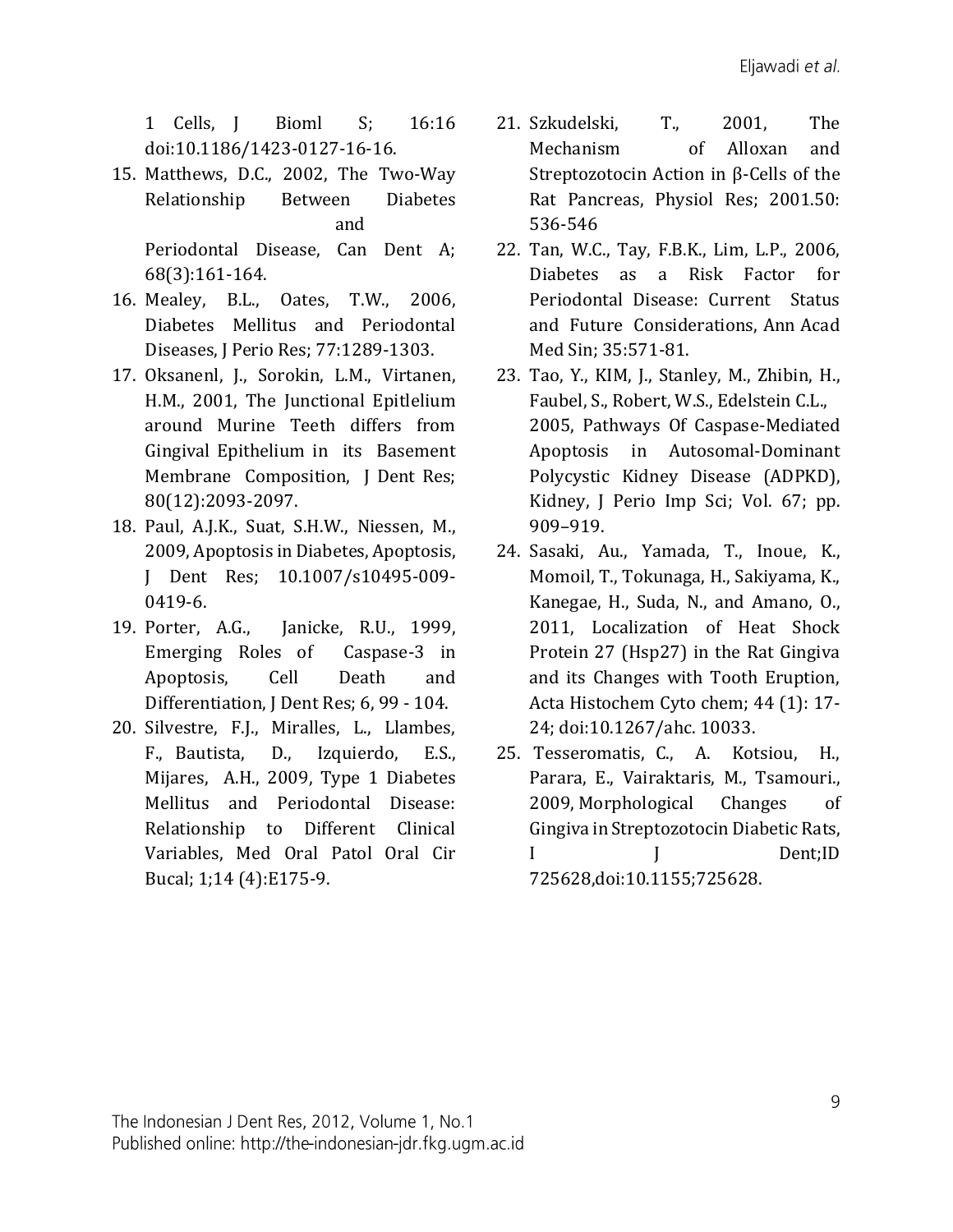1 Cells, J Bioml S; 16:16 doi:10.1186/1423-0127-16-16.

15. Matthews, D.C., 2002, The Two-Way Relationship Between Diabetes and Periodontal Disease, Can Dent A; 68(3):161-164.
16. Mealey, B.L., Oates, T.W., 2006, Diabetes Mellitus and Periodontal Diseases, J Perio Res; 77:1289-1303.
17. Oksanenl, J., Sorokin, L.M., Virtanen, H.M., 2001, The Junctional Epitlelium around Murine Teeth differs from Gingival Epithelium in its Basement Membrane Composition, J Dent Res; 80(12):2093-2097.
18. Paul, A.J.K., Suat, S.H.W., Niessen, M., 2009, Apoptosis in Diabetes, Apoptosis, J Dent Res; 10.1007/s10495-009-0419-6.
19. Porter, A.G., Janicke, R.U., 1999, Emerging Roles of Caspase-3 in Apoptosis, Cell Death and Differentiation, J Dent Res; 6, 99 - 104.
20. Silvestre, F.J., Miralles, L., Llambes, F., Bautista, D., Izquierdo, E.S., Mijares, A.H., 2009, Type 1 Diabetes Mellitus and Periodontal Disease: Relationship to Different Clinical Variables, Med Oral Patol Oral Cir Bucal; 1;14 (4):E175-9.
21. Szkudelski, T., 2001, The Mechanism of Alloxan and Streptozotocin Action in β-Cells of the Rat Pancreas, Physiol Res; 2001.50: 536-546
22. Tan, W.C., Tay, F.B.K., Lim, L.P., 2006, Diabetes as a Risk Factor for Periodontal Disease: Current Status and Future Considerations, Ann Acad Med Sin; 35:571-81.
23. Tao, Y., KIM, J., Stanley, M., Zhibin, H., Faubel, S., Robert, W.S., Edelstein C.L., 2005, Pathways Of Caspase-Mediated Apoptosis in Autosomal-Dominant Polycystic Kidney Disease (ADPKD), Kidney, J Perio Imp Sci; Vol. 67; pp. 909–919.
24. Sasaki, Au., Yamada, T., Inoue, K., Momoil, T., Tokunaga, H., Sakiyama, K., Kanegae, H., Suda, N., and Amano, O., 2011, Localization of Heat Shock Protein 27 (Hsp27) in the Rat Gingiva and its Changes with Tooth Eruption, Acta Histochem Cyto chem; 44 (1): 17-24; doi:10.1267/ahc. 10033.
25. Tesseromatis, C., A. Kotsiou, H., Parara, E., Vairaktaris, M., Tsamouri., 2009, Morphological Changes of Gingiva in Streptozotocin Diabetic Rats, I J Dent;ID 725628,doi:10.1155;725628.